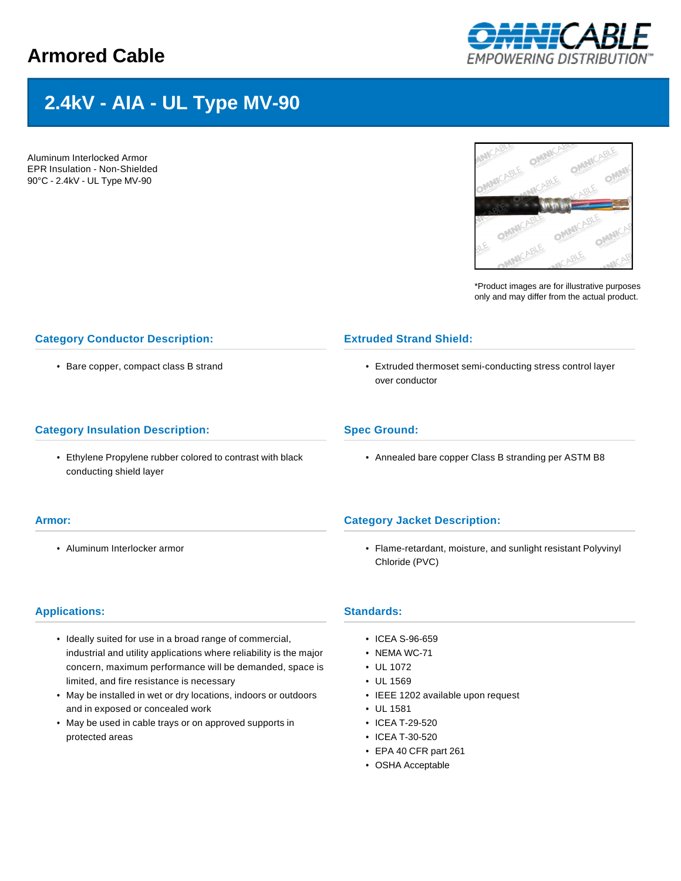# Armored Cable

## 2.4kV - AIA - UL Type MV-90

Aluminum Interlocked Armor
EPR Insulation - Non-Shielded
90°C - 2.4kV - UL Type MV-90

*Product images are for illustrative purposes only and may differ from the actual product.

### Category Conductor Description:

- Bare copper, compact class B strand

### Extruded Strand Shield:

- Extruded thermoset semi-conducting stress control layer over conductor

### Category Insulation Description:

- Ethylene Propylene rubber colored to contrast with black conducting shield layer

### Spec Ground:

- Annealed bare copper Class B stranding per ASTM B8

### Armor:

- Aluminum Interlocker armor

### Category Jacket Description:

- Flame-retardant, moisture, and sunlight resistant Polyvinyl Chloride (PVC)

### Applications:

- Ideally suited for use in a broad range of commercial, industrial and utility applications where reliability is the major concern, maximum performance will be demanded, space is limited, and fire resistance is necessary
- May be installed in wet or dry locations, indoors or outdoors and in exposed or concealed work
- May be used in cable trays or on approved supports in protected areas

### Standards:

- ICEA S-96-659
- NEMA WC-71
- UL 1072
- UL 1569
- IEEE 1202 available upon request
- UL 1581
- ICEA T-29-520
- ICEA T-30-520
- EPA 40 CFR part 261
- OSHA Acceptable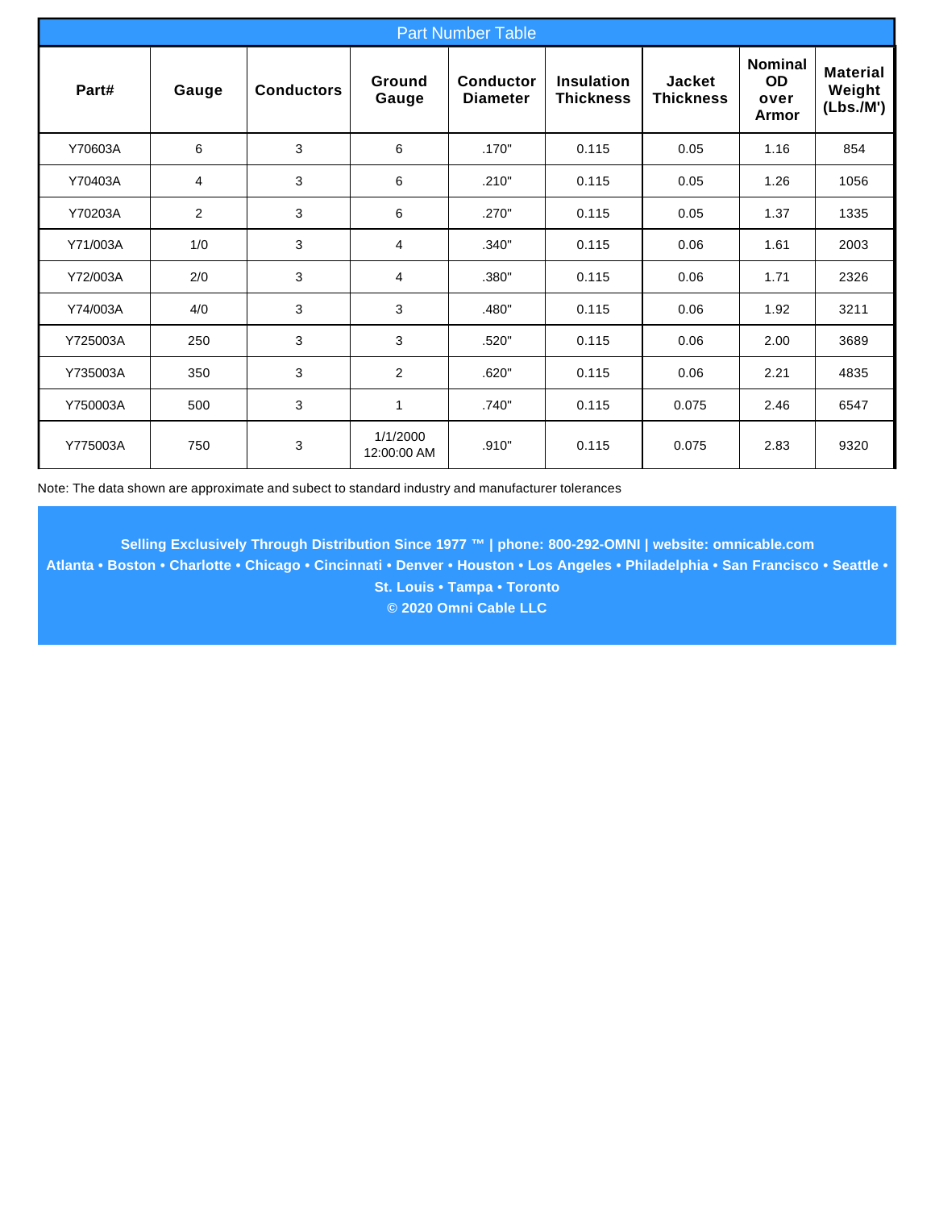| Part Number Table | | | | | | | | |
|---|---|---|---|---|---|---|---|---|
| **Part#** | **Gauge** | **Conductors** | **Ground Gauge** | **Conductor Diameter** | **Insulation Thickness** | **Jacket Thickness** | **Nominal OD over Armor** | **Material Weight (Lbs./M')** |
| Y70603A | 6 | 3 | 6 | .170" | 0.115 | 0.05 | 1.16 | 854 |
| Y70403A | 4 | 3 | 6 | .210" | 0.115 | 0.05 | 1.26 | 1056 |
| Y70203A | 2 | 3 | 6 | .270" | 0.115 | 0.05 | 1.37 | 1335 |
| Y71/003A | 1/0 | 3 | 4 | .340" | 0.115 | 0.06 | 1.61 | 2003 |
| Y72/003A | 2/0 | 3 | 4 | .380" | 0.115 | 0.06 | 1.71 | 2326 |
| Y74/003A | 4/0 | 3 | 3 | .480" | 0.115 | 0.06 | 1.92 | 3211 |
| Y725003A | 250 | 3 | 3 | .520" | 0.115 | 0.06 | 2.00 | 3689 |
| Y735003A | 350 | 3 | 2 | .620" | 0.115 | 0.06 | 2.21 | 4835 |
| Y750003A | 500 | 3 | 1 | .740" | 0.115 | 0.075 | 2.46 | 6547 |
| Y775003A | 750 | 3 | 1/1/2000 12:00:00 AM | .910" | 0.115 | 0.075 | 2.83 | 9320 |

Note: The data shown are approximate and subect to standard industry and manufacturer tolerances

**Selling Exclusively Through Distribution Since 1977 ™ | phone: 800-292-OMNI | website: omnicable.com**
**Atlanta • Boston • Charlotte • Chicago • Cincinnati • Denver • Houston • Los Angeles • Philadelphia • San Francisco • Seattle • St. Louis • Tampa • Toronto**
**© 2020 Omni Cable LLC**